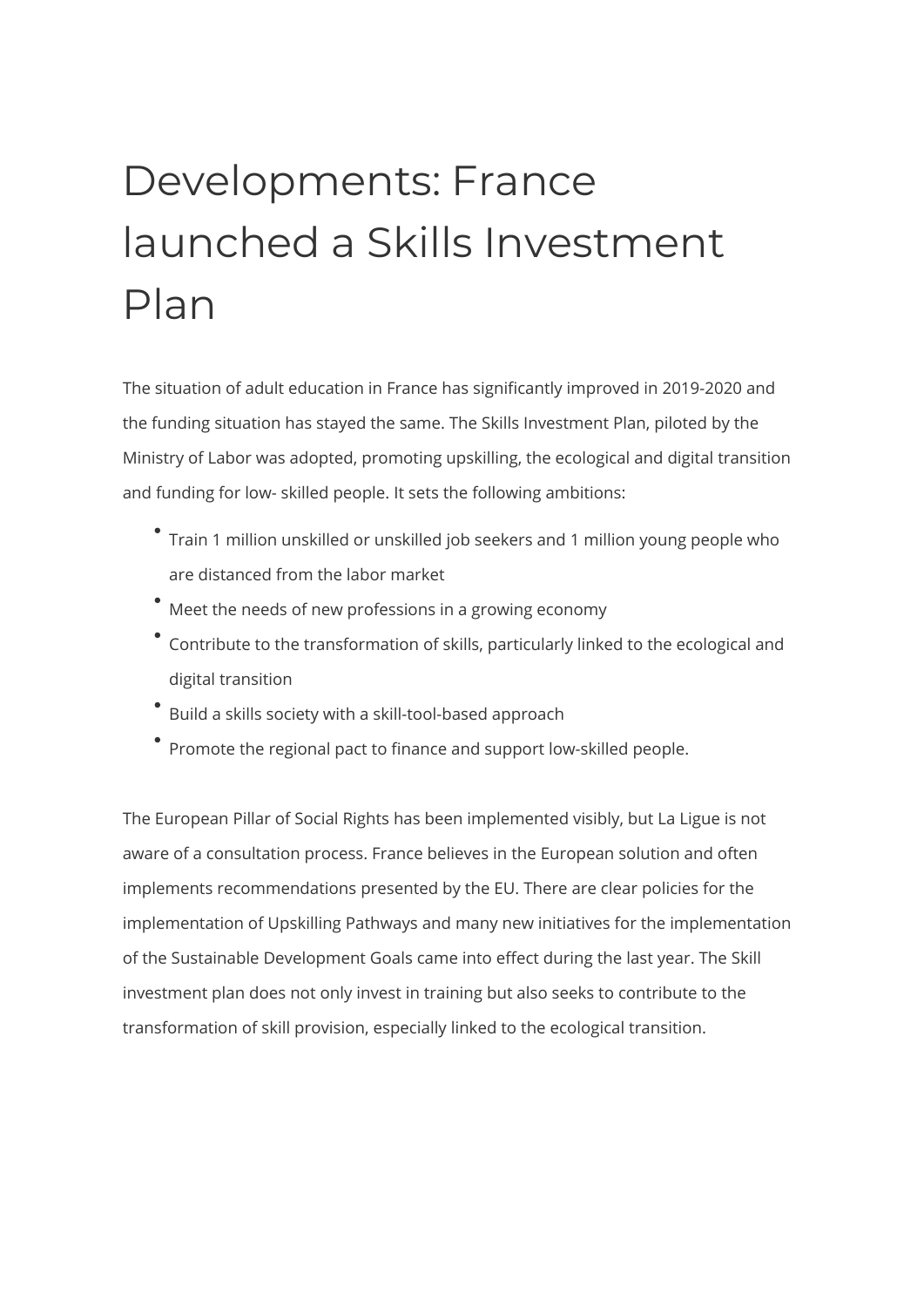# Developments: France launched a Skills Investment Plan

The situation of adult education in France has significantly improved in 2019-2020 and the funding situation has stayed the same. The Skills Investment Plan, piloted by the Ministry of Labor was adopted, promoting upskilling, the ecological and digital transition and funding for low- skilled people. It sets the following ambitions:

- Train 1 million unskilled or unskilled job seekers and 1 million young people who are distanced from the labor market
- Meet the needs of new professions in a growing economy
- Contribute to the transformation of skills, particularly linked to the ecological and digital transition
- Build a skills society with a skill-tool-based approach
- Promote the regional pact to finance and support low-skilled people.

The European Pillar of Social Rights has been implemented visibly, but La Ligue is not aware of a consultation process. France believes in the European solution and often implements recommendations presented by the EU. There are clear policies for the implementation of Upskilling Pathways and many new initiatives for the implementation of the Sustainable Development Goals came into effect during the last year. The Skill investment plan does not only invest in training but also seeks to contribute to the transformation of skill provision, especially linked to the ecological transition.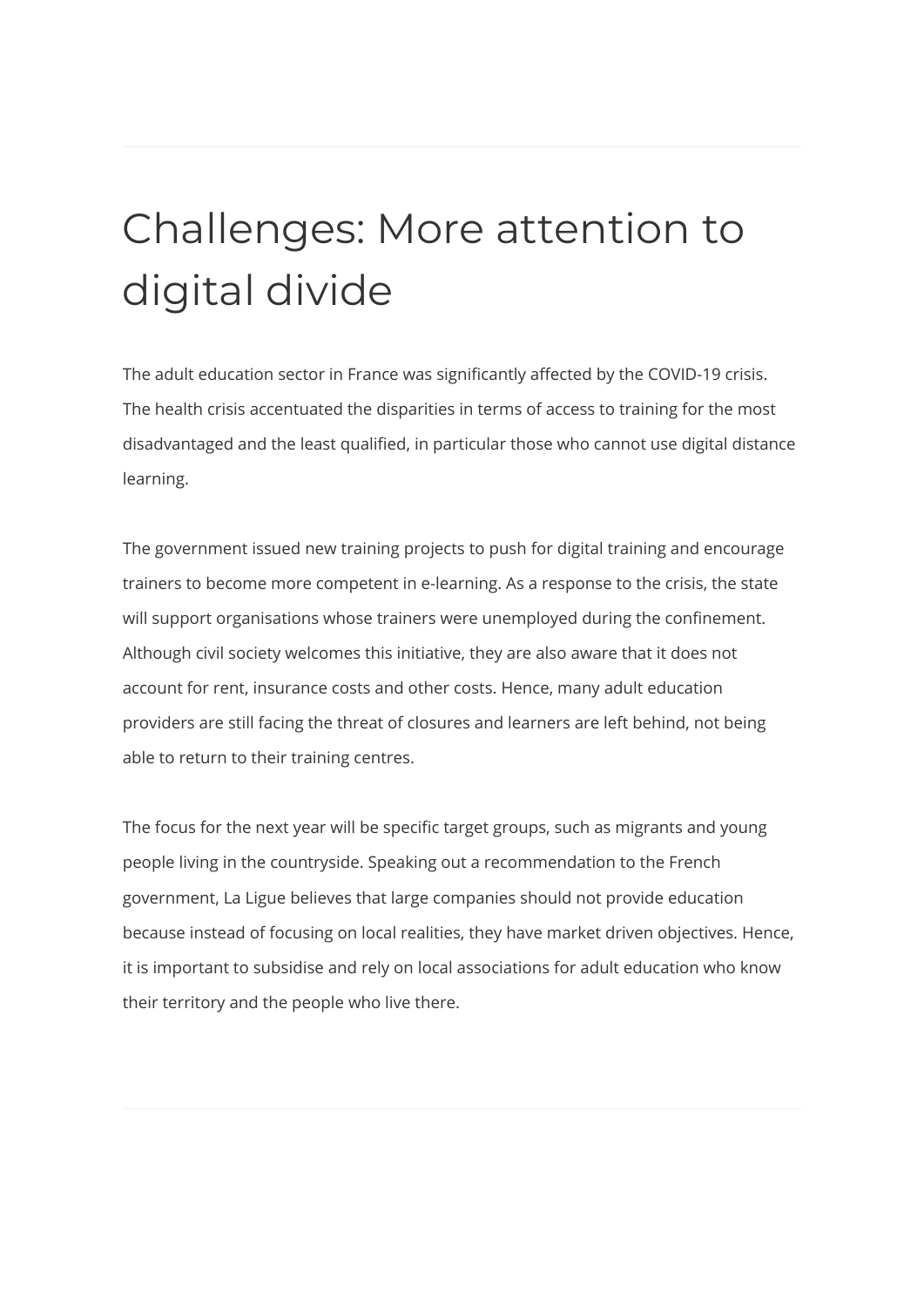## Challenges: More attention to digital divide

The adult education sector in France was significantly affected by the COVID-19 crisis. The health crisis accentuated the disparities in terms of access to training for the most disadvantaged and the least qualified, in particular those who cannot use digital distance learning.

The government issued new training projects to push for digital training and encourage trainers to become more competent in e-learning. As a response to the crisis, the state will support organisations whose trainers were unemployed during the confinement. Although civil society welcomes this initiative, they are also aware that it does not account for rent, insurance costs and other costs. Hence, many adult education providers are still facing the threat of closures and learners are left behind, not being able to return to their training centres.

The focus for the next year will be specific target groups, such as migrants and young people living in the countryside. Speaking out a recommendation to the French government, La Ligue believes that large companies should not provide education because instead of focusing on local realities, they have market driven objectives. Hence, it is important to subsidise and rely on local associations for adult education who know their territory and the people who live there.